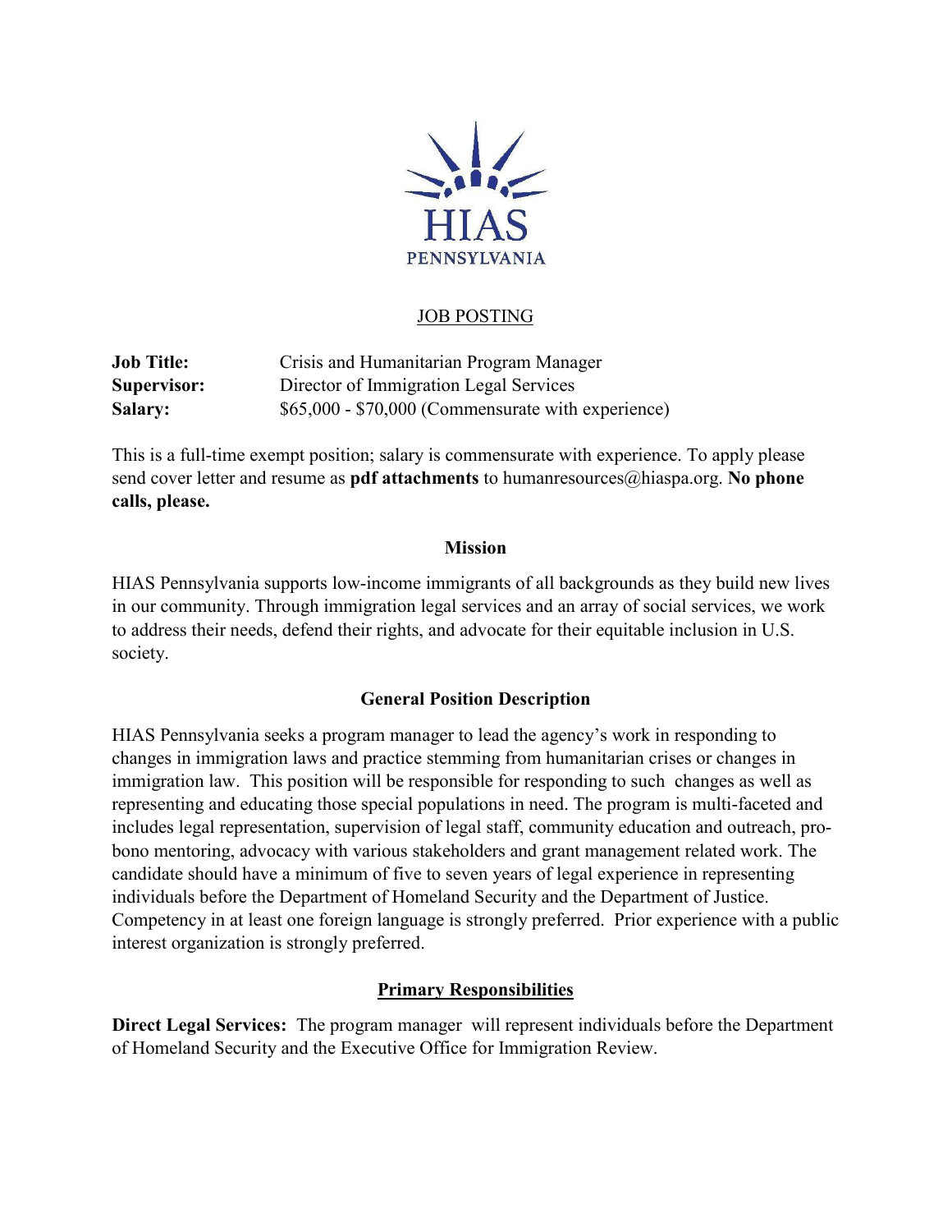HIAS PENNSYLVANIA

# JOB POSTING

**Job Title:** Crisis and Humanitarian Program Manager
**Supervisor:** Director of Immigration Legal Services
**Salary:** $65,000 - $70,000 (Commensurate with experience)

This is a full-time exempt position; salary is commensurate with experience. To apply please send cover letter and resume as **pdf attachments** to humanresources@hiaspa.org. **No phone calls, please.**

## Mission

HIAS Pennsylvania supports low-income immigrants of all backgrounds as they build new lives in our community. Through immigration legal services and an array of social services, we work to address their needs, defend their rights, and advocate for their equitable inclusion in U.S. society.

## General Position Description

HIAS Pennsylvania seeks a program manager to lead the agency's work in responding to changes in immigration laws and practice stemming from humanitarian crises or changes in immigration law. This position will be responsible for responding to such changes as well as representing and educating those special populations in need. The program is multi-faceted and includes legal representation, supervision of legal staff, community education and outreach, pro-bono mentoring, advocacy with various stakeholders and grant management related work. The candidate should have a minimum of five to seven years of legal experience in representing individuals before the Department of Homeland Security and the Department of Justice. Competency in at least one foreign language is strongly preferred. Prior experience with a public interest organization is strongly preferred.

## Primary Responsibilities

**Direct Legal Services:** The program manager will represent individuals before the Department of Homeland Security and the Executive Office for Immigration Review.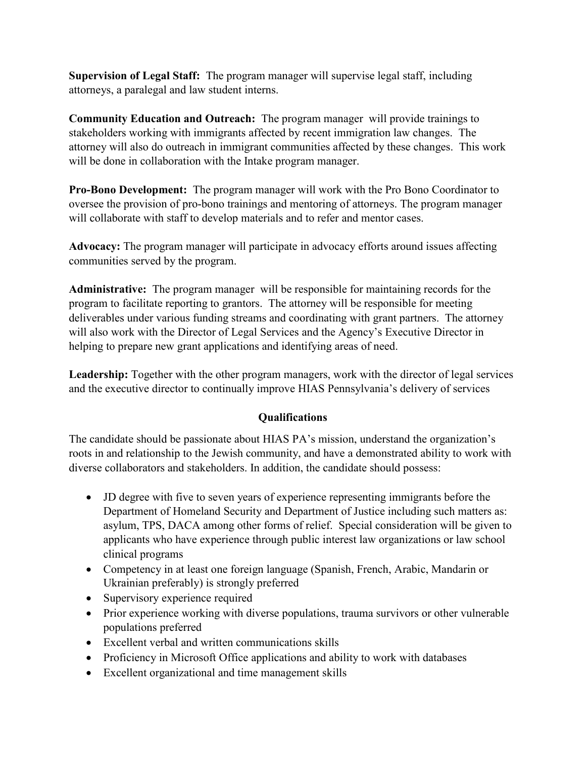**Supervision of Legal Staff:** The program manager will supervise legal staff, including attorneys, a paralegal and law student interns.

**Community Education and Outreach:** The program manager will provide trainings to stakeholders working with immigrants affected by recent immigration law changes. The attorney will also do outreach in immigrant communities affected by these changes. This work will be done in collaboration with the Intake program manager.

**Pro-Bono Development:** The program manager will work with the Pro Bono Coordinator to oversee the provision of pro-bono trainings and mentoring of attorneys. The program manager will collaborate with staff to develop materials and to refer and mentor cases.

**Advocacy:** The program manager will participate in advocacy efforts around issues affecting communities served by the program.

**Administrative:** The program manager will be responsible for maintaining records for the program to facilitate reporting to grantors. The attorney will be responsible for meeting deliverables under various funding streams and coordinating with grant partners. The attorney will also work with the Director of Legal Services and the Agency's Executive Director in helping to prepare new grant applications and identifying areas of need.

**Leadership:** Together with the other program managers, work with the director of legal services and the executive director to continually improve HIAS Pennsylvania's delivery of services

## Qualifications

The candidate should be passionate about HIAS PA's mission, understand the organization's roots in and relationship to the Jewish community, and have a demonstrated ability to work with diverse collaborators and stakeholders. In addition, the candidate should possess:

- JD degree with five to seven years of experience representing immigrants before the Department of Homeland Security and Department of Justice including such matters as: asylum, TPS, DACA among other forms of relief. Special consideration will be given to applicants who have experience through public interest law organizations or law school clinical programs
- Competency in at least one foreign language (Spanish, French, Arabic, Mandarin or Ukrainian preferably) is strongly preferred
- Supervisory experience required
- Prior experience working with diverse populations, trauma survivors or other vulnerable populations preferred
- Excellent verbal and written communications skills
- Proficiency in Microsoft Office applications and ability to work with databases
- Excellent organizational and time management skills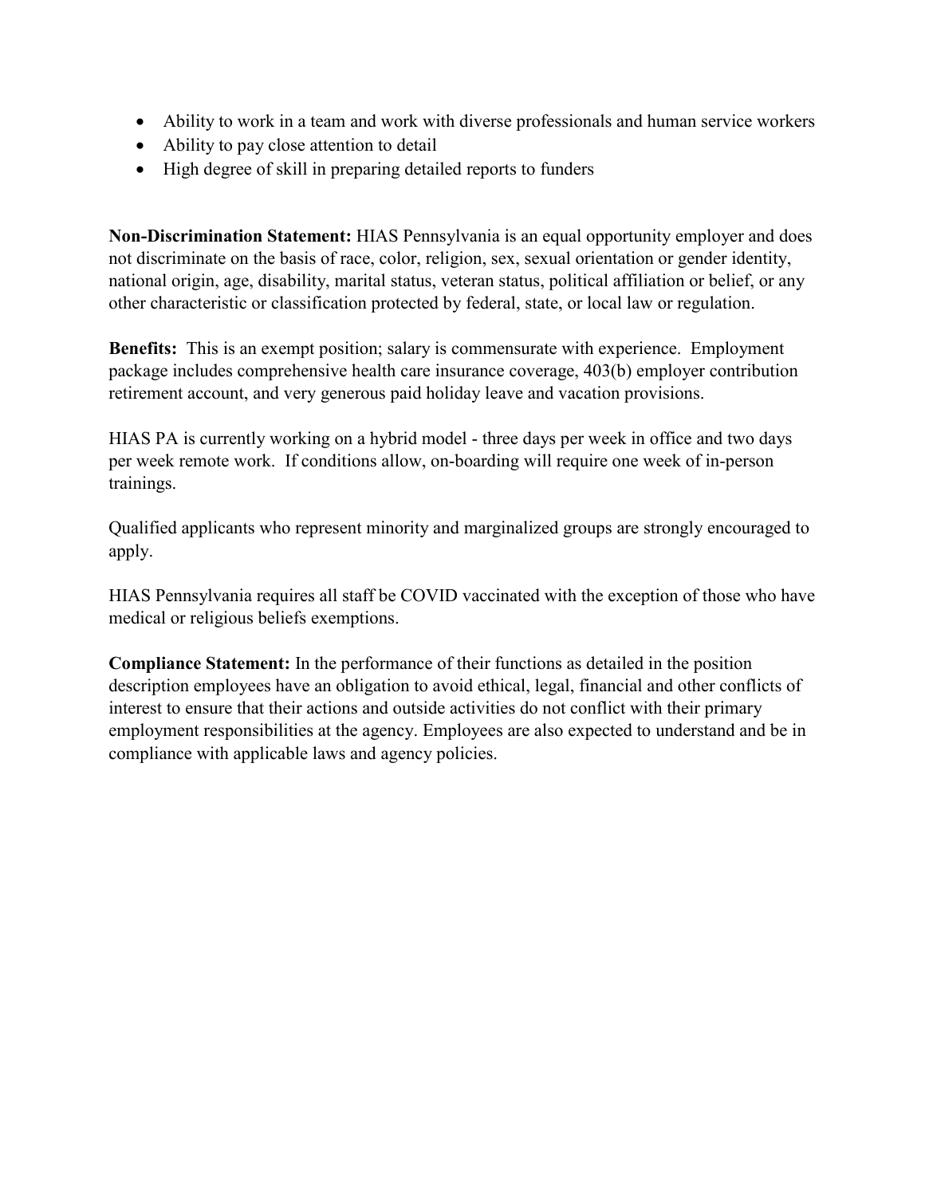- Ability to work in a team and work with diverse professionals and human service workers
- Ability to pay close attention to detail
- High degree of skill in preparing detailed reports to funders

**Non-Discrimination Statement:** HIAS Pennsylvania is an equal opportunity employer and does not discriminate on the basis of race, color, religion, sex, sexual orientation or gender identity, national origin, age, disability, marital status, veteran status, political affiliation or belief, or any other characteristic or classification protected by federal, state, or local law or regulation.

**Benefits:** This is an exempt position; salary is commensurate with experience. Employment package includes comprehensive health care insurance coverage, 403(b) employer contribution retirement account, and very generous paid holiday leave and vacation provisions.

HIAS PA is currently working on a hybrid model - three days per week in office and two days per week remote work. If conditions allow, on-boarding will require one week of in-person trainings.

Qualified applicants who represent minority and marginalized groups are strongly encouraged to apply.

HIAS Pennsylvania requires all staff be COVID vaccinated with the exception of those who have medical or religious beliefs exemptions.

**Compliance Statement:** In the performance of their functions as detailed in the position description employees have an obligation to avoid ethical, legal, financial and other conflicts of interest to ensure that their actions and outside activities do not conflict with their primary employment responsibilities at the agency. Employees are also expected to understand and be in compliance with applicable laws and agency policies.